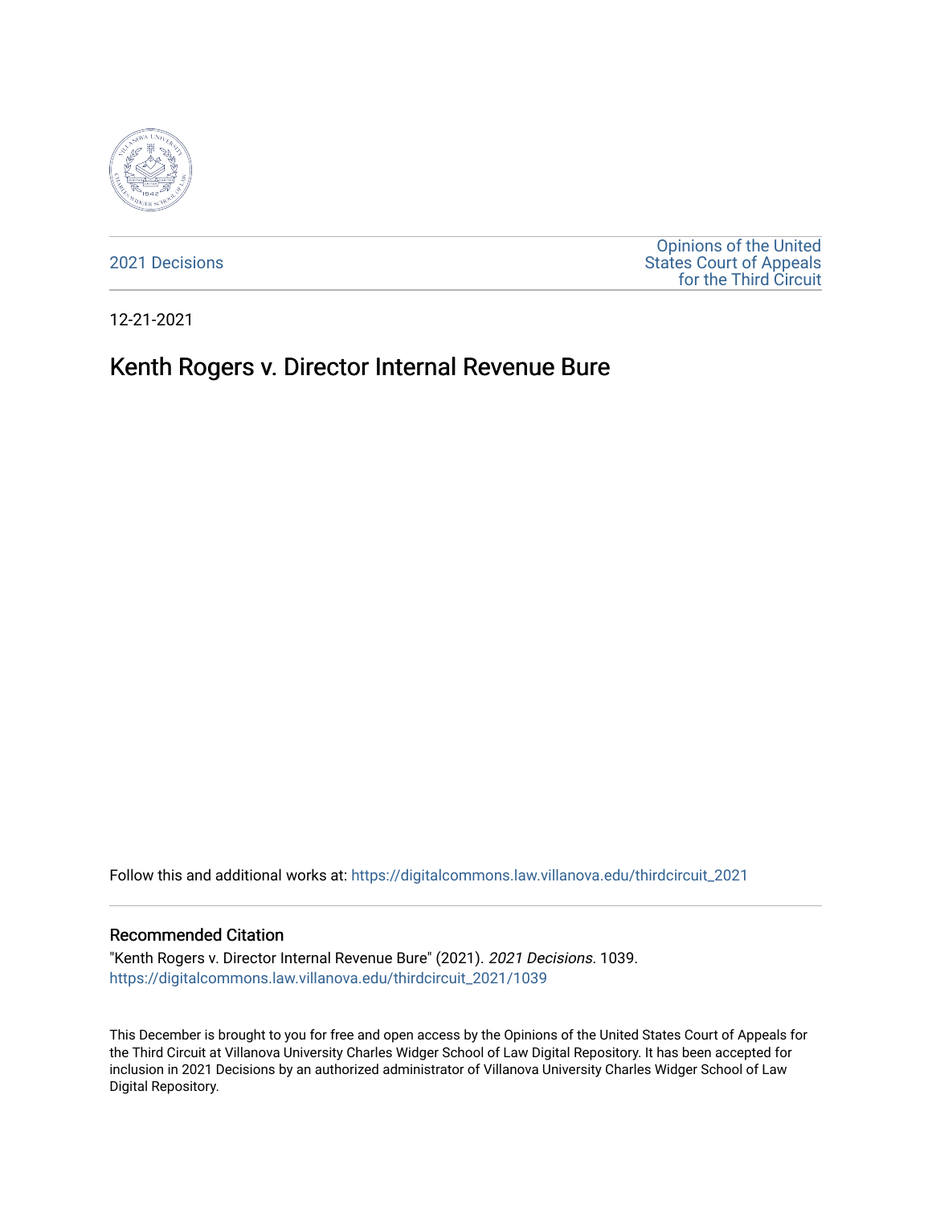2021 Decisions

Opinions of the United States Court of Appeals for the Third Circuit

12-21-2021

# Kenth Rogers v. Director Internal Revenue Bure

Follow this and additional works at: https://digitalcommons.law.villanova.edu/thirdcircuit_2021

## Recommended Citation

"Kenth Rogers v. Director Internal Revenue Bure" (2021). *2021 Decisions*. 1039.
https://digitalcommons.law.villanova.edu/thirdcircuit_2021/1039

This December is brought to you for free and open access by the Opinions of the United States Court of Appeals for the Third Circuit at Villanova University Charles Widger School of Law Digital Repository. It has been accepted for inclusion in 2021 Decisions by an authorized administrator of Villanova University Charles Widger School of Law Digital Repository.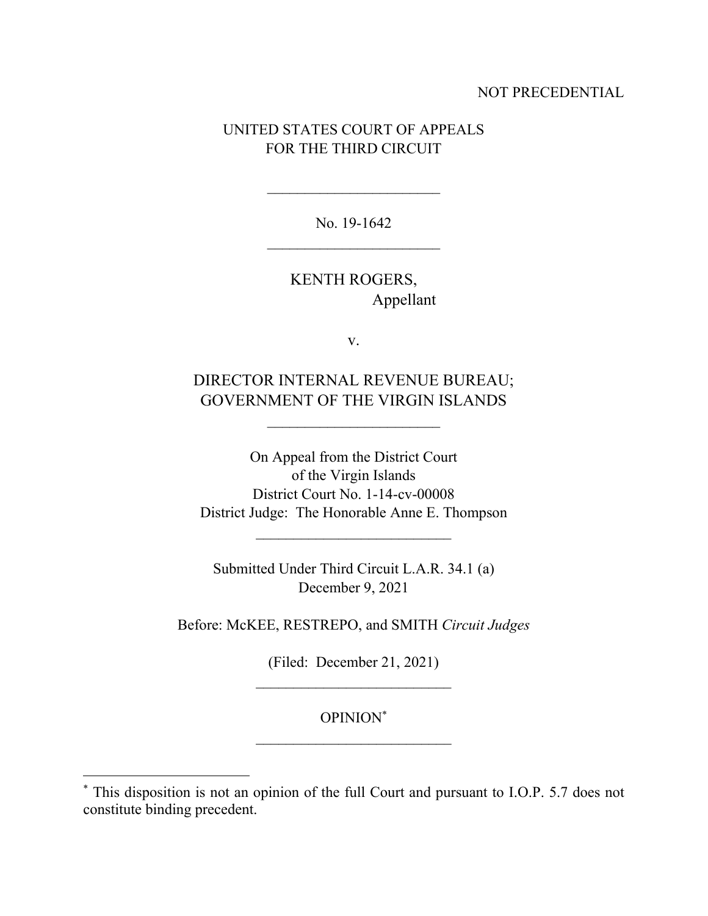NOT PRECEDENTIAL

UNITED STATES COURT OF APPEALS
FOR THE THIRD CIRCUIT

\_\_\_\_\_\_\_\_\_\_\_\_\_\_\_\_\_\_\_\_\_\_\_

No. 19-1642

\_\_\_\_\_\_\_\_\_\_\_\_\_\_\_\_\_\_\_\_\_\_\_

KENTH ROGERS,
Appellant

v.

DIRECTOR INTERNAL REVENUE BUREAU;
GOVERNMENT OF THE VIRGIN ISLANDS

\_\_\_\_\_\_\_\_\_\_\_\_\_\_\_\_\_\_\_\_\_\_\_

On Appeal from the District Court
of the Virgin Islands
District Court No. 1-14-cv-00008
District Judge: The Honorable Anne E. Thompson

\_\_\_\_\_\_\_\_\_\_\_\_\_\_\_\_\_\_\_\_\_\_\_\_\_\_

Submitted Under Third Circuit L.A.R. 34.1 (a)
December 9, 2021

Before: McKEE, RESTREPO, and SMITH *Circuit Judges*

(Filed: December 21, 2021)

\_\_\_\_\_\_\_\_\_\_\_\_\_\_\_\_\_\_\_\_\_\_\_\_\_\_

OPINION*

\_\_\_\_\_\_\_\_\_\_\_\_\_\_\_\_\_\_\_\_\_\_\_\_\_\_

---

* This disposition is not an opinion of the full Court and pursuant to I.O.P. 5.7 does not constitute binding precedent.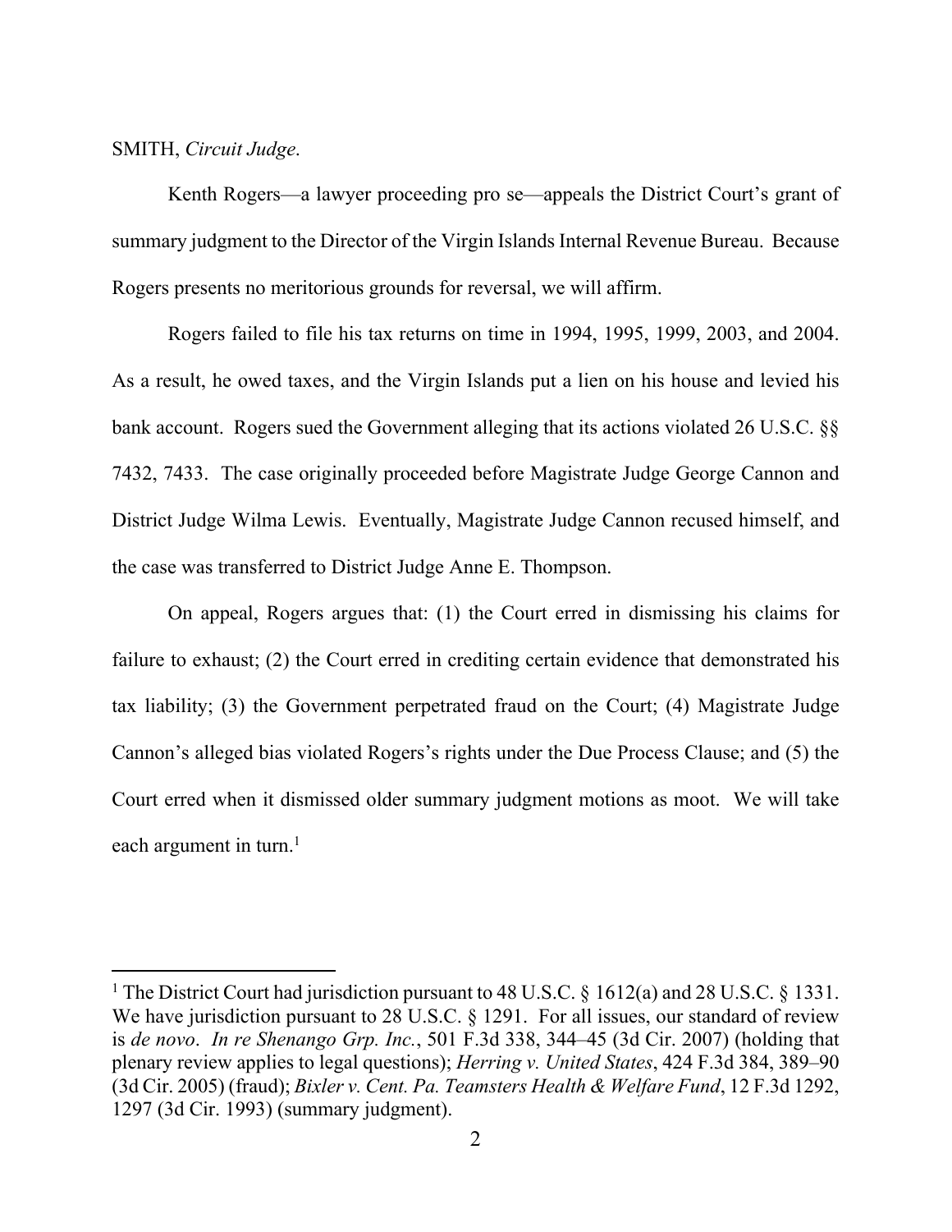SMITH, *Circuit Judge*.

Kenth Rogers—a lawyer proceeding pro se—appeals the District Court's grant of summary judgment to the Director of the Virgin Islands Internal Revenue Bureau. Because Rogers presents no meritorious grounds for reversal, we will affirm.

Rogers failed to file his tax returns on time in 1994, 1995, 1999, 2003, and 2004. As a result, he owed taxes, and the Virgin Islands put a lien on his house and levied his bank account. Rogers sued the Government alleging that its actions violated 26 U.S.C. §§ 7432, 7433. The case originally proceeded before Magistrate Judge George Cannon and District Judge Wilma Lewis. Eventually, Magistrate Judge Cannon recused himself, and the case was transferred to District Judge Anne E. Thompson.

On appeal, Rogers argues that: (1) the Court erred in dismissing his claims for failure to exhaust; (2) the Court erred in crediting certain evidence that demonstrated his tax liability; (3) the Government perpetrated fraud on the Court; (4) Magistrate Judge Cannon's alleged bias violated Rogers's rights under the Due Process Clause; and (5) the Court erred when it dismissed older summary judgment motions as moot. We will take each argument in turn.[1]

---

[1] The District Court had jurisdiction pursuant to 48 U.S.C. § 1612(a) and 28 U.S.C. § 1331. We have jurisdiction pursuant to 28 U.S.C. § 1291. For all issues, our standard of review is *de novo*. *In re Shenango Grp. Inc.*, 501 F.3d 338, 344–45 (3d Cir. 2007) (holding that plenary review applies to legal questions); *Herring v. United States*, 424 F.3d 384, 389–90 (3d Cir. 2005) (fraud); *Bixler v. Cent. Pa. Teamsters Health & Welfare Fund*, 12 F.3d 1292, 1297 (3d Cir. 1993) (summary judgment).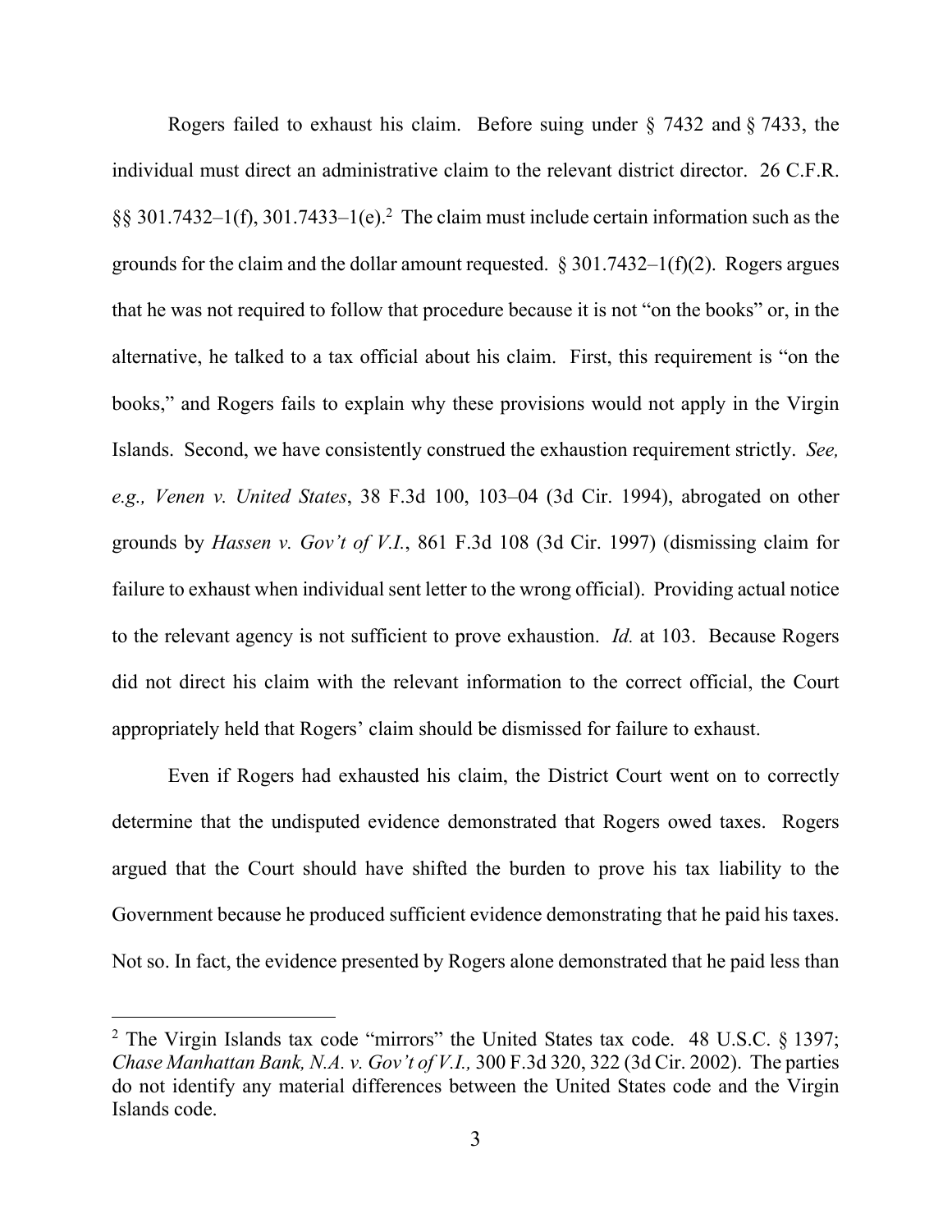Rogers failed to exhaust his claim. Before suing under § 7432 and § 7433, the individual must direct an administrative claim to the relevant district director. 26 C.F.R. §§ 301.7432–1(f), 301.7433–1(e).[2] The claim must include certain information such as the grounds for the claim and the dollar amount requested. § 301.7432–1(f)(2). Rogers argues that he was not required to follow that procedure because it is not "on the books" or, in the alternative, he talked to a tax official about his claim. First, this requirement is "on the books," and Rogers fails to explain why these provisions would not apply in the Virgin Islands. Second, we have consistently construed the exhaustion requirement strictly. *See, e.g., Venen v. United States*, 38 F.3d 100, 103–04 (3d Cir. 1994), abrogated on other grounds by *Hassen v. Gov't of V.I.*, 861 F.3d 108 (3d Cir. 1997) (dismissing claim for failure to exhaust when individual sent letter to the wrong official). Providing actual notice to the relevant agency is not sufficient to prove exhaustion. *Id.* at 103. Because Rogers did not direct his claim with the relevant information to the correct official, the Court appropriately held that Rogers' claim should be dismissed for failure to exhaust.

Even if Rogers had exhausted his claim, the District Court went on to correctly determine that the undisputed evidence demonstrated that Rogers owed taxes. Rogers argued that the Court should have shifted the burden to prove his tax liability to the Government because he produced sufficient evidence demonstrating that he paid his taxes. Not so. In fact, the evidence presented by Rogers alone demonstrated that he paid less than

---

[2] The Virgin Islands tax code "mirrors" the United States tax code. 48 U.S.C. § 1397; *Chase Manhattan Bank, N.A. v. Gov't of V.I.,* 300 F.3d 320, 322 (3d Cir. 2002). The parties do not identify any material differences between the United States code and the Virgin Islands code.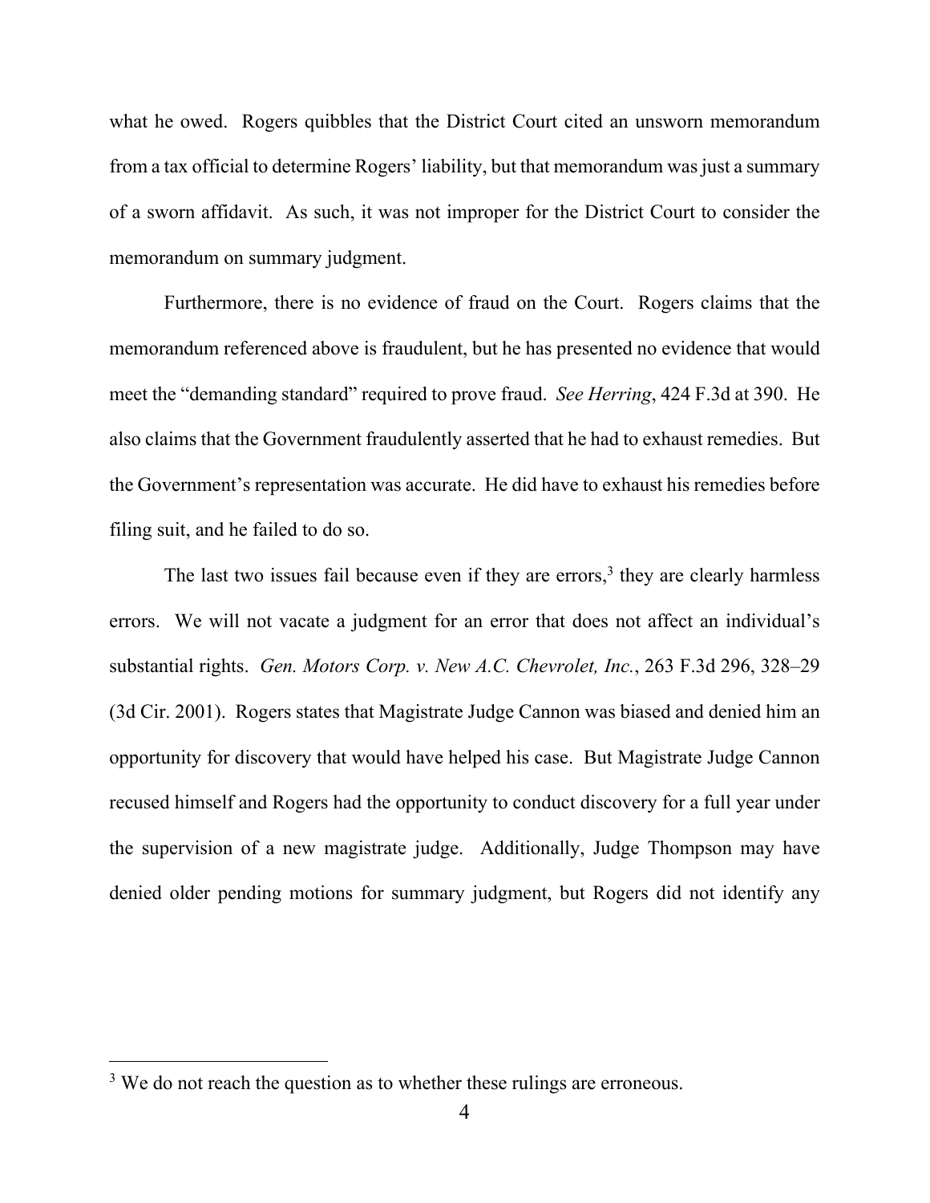what he owed. Rogers quibbles that the District Court cited an unsworn memorandum from a tax official to determine Rogers' liability, but that memorandum was just a summary of a sworn affidavit. As such, it was not improper for the District Court to consider the memorandum on summary judgment.

Furthermore, there is no evidence of fraud on the Court. Rogers claims that the memorandum referenced above is fraudulent, but he has presented no evidence that would meet the "demanding standard" required to prove fraud. *See Herring*, 424 F.3d at 390. He also claims that the Government fraudulently asserted that he had to exhaust remedies. But the Government's representation was accurate. He did have to exhaust his remedies before filing suit, and he failed to do so.

The last two issues fail because even if they are errors,[3] they are clearly harmless errors. We will not vacate a judgment for an error that does not affect an individual's substantial rights. *Gen. Motors Corp. v. New A.C. Chevrolet, Inc.*, 263 F.3d 296, 328–29 (3d Cir. 2001). Rogers states that Magistrate Judge Cannon was biased and denied him an opportunity for discovery that would have helped his case. But Magistrate Judge Cannon recused himself and Rogers had the opportunity to conduct discovery for a full year under the supervision of a new magistrate judge. Additionally, Judge Thompson may have denied older pending motions for summary judgment, but Rogers did not identify any

---

[3] We do not reach the question as to whether these rulings are erroneous.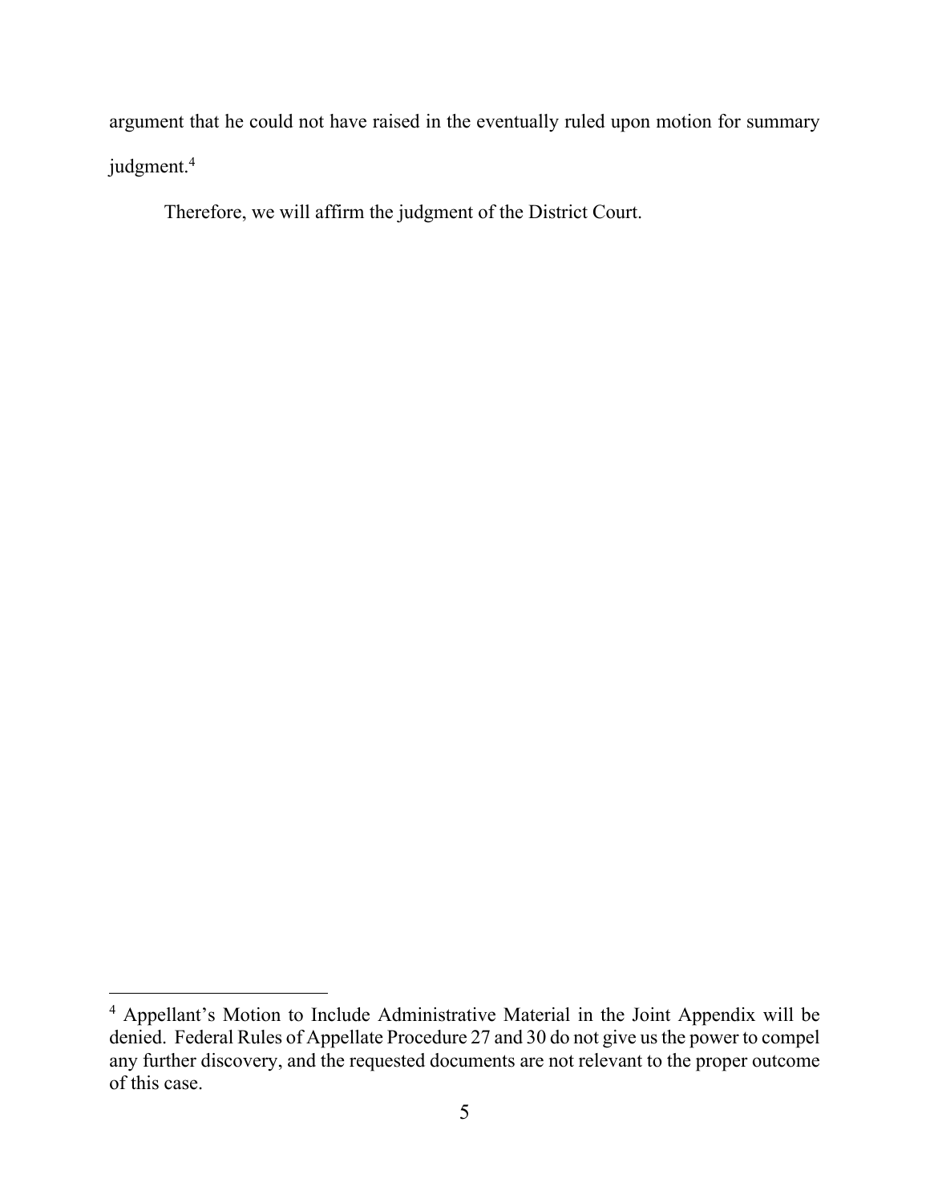argument that he could not have raised in the eventually ruled upon motion for summary judgment.[4]

Therefore, we will affirm the judgment of the District Court.

---

[4] Appellant's Motion to Include Administrative Material in the Joint Appendix will be denied. Federal Rules of Appellate Procedure 27 and 30 do not give us the power to compel any further discovery, and the requested documents are not relevant to the proper outcome of this case.